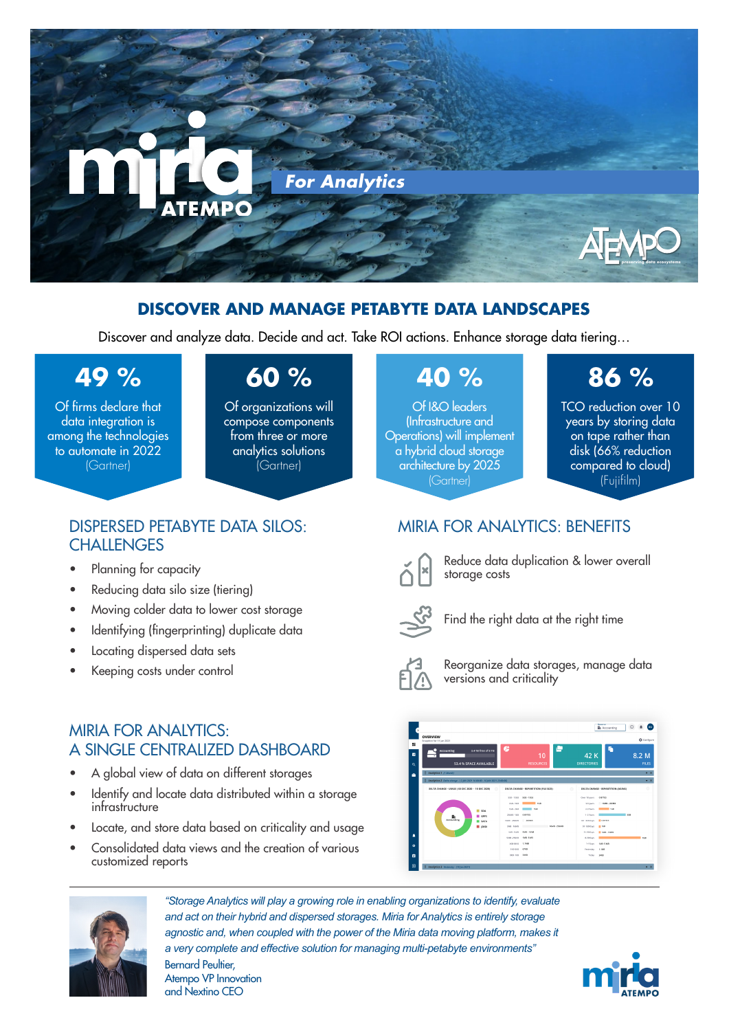# miria ATEMPO

**For Analytics**

## DISCOVER AND MANAGE PETABYTE DATA LANDSCAPES

Discover and analyze data. Decide and act. Take ROI actions. Enhance storage data tiering…

**49 %**
Of firms declare that data integration is among the technologies to automate in 2022
(Gartner)

**60 %**
Of organizations will compose components from three or more analytics solutions
(Gartner)

**40 %**
Of I&O leaders (Infrastructure and Operations) will implement a hybrid cloud storage architecture by 2025
(Gartner)

**86 %**
TCO reduction over 10 years by storing data on tape rather than disk (66% reduction compared to cloud)
(Fujifilm)

## DISPERSED PETABYTE DATA SILOS: CHALLENGES

- Planning for capacity
- Reducing data silo size (tiering)
- Moving colder data to lower cost storage
- Identifying (fingerprinting) duplicate data
- Locating dispersed data sets
- Keeping costs under control

## MIRIA FOR ANALYTICS: BENEFITS

- Reduce data duplication & lower overall storage costs
- Find the right data at the right time
- Reorganize data storages, manage data versions and criticality

## MIRIA FOR ANALYTICS: A SINGLE CENTRALIZED DASHBOARD

- A global view of data on different storages
- Identify and locate data distributed within a storage infrastructure
- Locate, and store data based on criticality and usage
- Consolidated data views and the creation of various customized reports

*"Storage Analytics will play a growing role in enabling organizations to identify, evaluate and act on their hybrid and dispersed storages. Miria for Analytics is entirely storage agnostic and, when coupled with the power of the Miria data moving platform, makes it a very complete and effective solution for managing multi-petabyte environments"*

Bernard Peultier,
Atempo VP Innovation
and Nextino CEO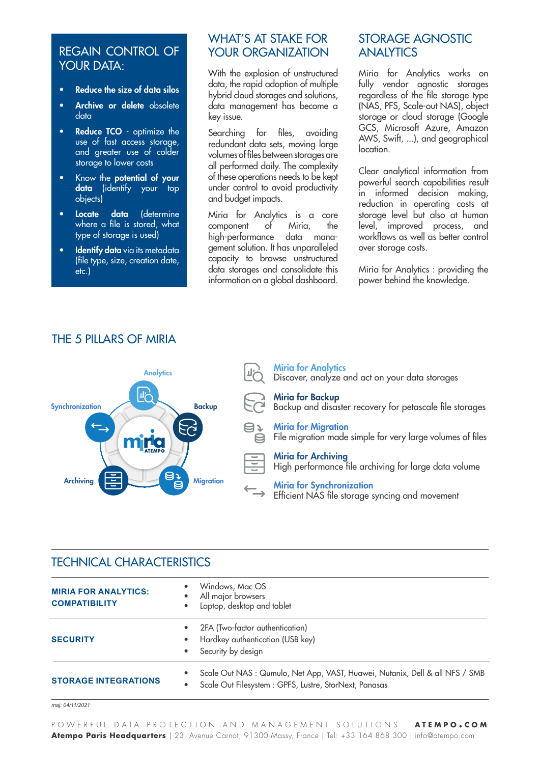## REGAIN CONTROL OF YOUR DATA:

- **Reduce the size of data silos**
- **Archive or delete** obsolete data
- **Reduce TCO** - optimize the use of fast access storage, and greater use of colder storage to lower costs
- Know the **potential of your data** (identify your top objects)
- **Locate data** (determine where a file is stored, what type of storage is used)
- **Identify data** via its metadata (file type, size, creation date, etc.)

## WHAT'S AT STAKE FOR YOUR ORGANIZATION

With the explosion of unstructured data, the rapid adoption of multiple hybrid cloud storages and solutions, data management has become a key issue.

Searching for files, avoiding redundant data sets, moving large volumes of files between storages are all performed daily. The complexity of these operations needs to be kept under control to avoid productivity and budget impacts.

Miria for Analytics is a core component of Miria, the high-performance data management solution. It has unparalleled capacity to browse unstructured data storages and consolidate this information on a global dashboard.

## STORAGE AGNOSTIC ANALYTICS

Miria for Analytics works on fully vendor agnostic storages regardless of the file storage type (NAS, PFS, Scale-out NAS), object storage or cloud storage (Google GCS, Microsoft Azure, Amazon AWS, Swift, ...), and geographical location.

Clear analytical information from powerful search capabilities result in informed decision making, reduction in operating costs at storage level but also at human level, improved process, and workflows as well as better control over storage costs.

Miria for Analytics : providing the power behind the knowledge.

## THE 5 PILLARS OF MIRIA

Analytics
Synchronization
Backup
Archiving
Migration
miria ATEMPO

**Miria for Analytics**
Discover, analyze and act on your data storages

**Miria for Backup**
Backup and disaster recovery for petascale file storages

**Miria for Migration**
File migration made simple for very large volumes of files

**Miria for Archiving**
High performance file archiving for large data volume

**Miria for Synchronization**
Efficient NAS file storage syncing and movement

## TECHNICAL CHARACTERISTICS

| | |
|---|---|
| **MIRIA FOR ANALYTICS: COMPATIBILITY** | • Windows, Mac OS<br>• All major browsers<br>• Laptop, desktop and tablet |
| **SECURITY** | • 2FA (Two-factor authentication)<br>• Hardkey authentication (USB key)<br>• Security by design |
| **STORAGE INTEGRATIONS** | • Scale Out NAS : Qumulo, Net App, VAST, Huawei, Nutanix, Dell & all NFS / SMB<br>• Scale Out Filesystem : GPFS, Lustre, StorNext, Panasas |

*maj: 04/11/2021*

POWERFUL DATA PROTECTION AND MANAGEMENT SOLUTIONS **ATEMPO.COM**
**Atempo Paris Headquarters** | 23, Avenue Carnot, 91300 Massy, France | Tel: +33 164 868 300 | info@atempo.com